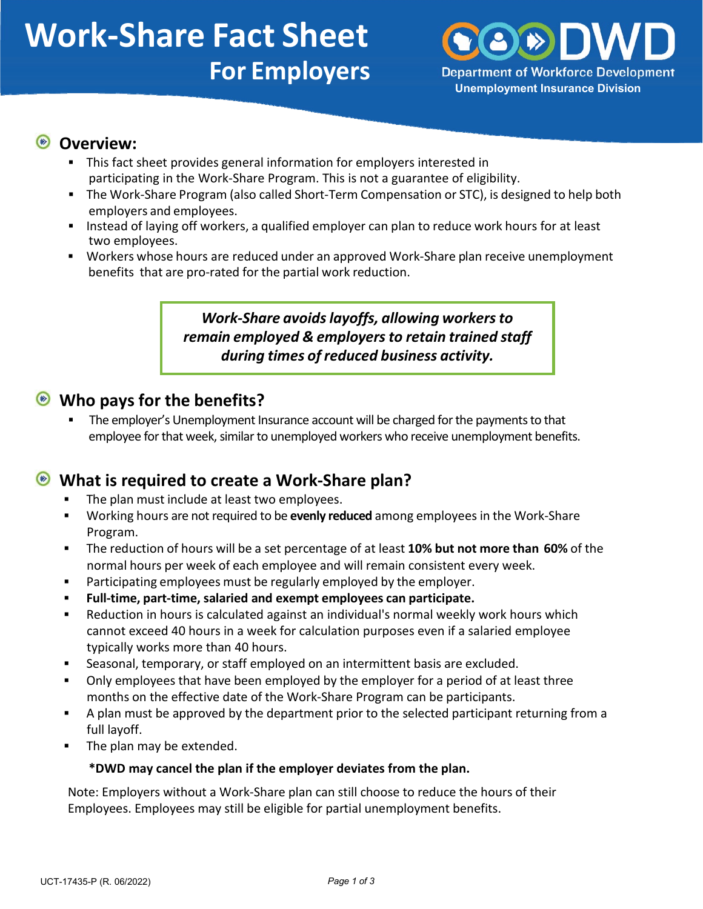# Work-Share Fact Sheet
## For Employers

DWD
Department of Workforce Development
Unemployment Insurance Division

## Overview:

- This fact sheet provides general information for employers interested in participating in the Work-Share Program. This is not a guarantee of eligibility.
- The Work-Share Program (also called Short-Term Compensation or STC), is designed to help both employers and employees.
- Instead of laying off workers, a qualified employer can plan to reduce work hours for at least two employees.
- Workers whose hours are reduced under an approved Work-Share plan receive unemployment benefits that are pro-rated for the partial work reduction.

***Work-Share avoids layoffs, allowing workers to remain employed & employers to retain trained staff during times of reduced business activity.***

## Who pays for the benefits?

- The employer's Unemployment Insurance account will be charged for the payments to that employee for that week, similar to unemployed workers who receive unemployment benefits.

## What is required to create a Work-Share plan?

- The plan must include at least two employees.
- Working hours are not required to be **evenly reduced** among employees in the Work-Share Program.
- The reduction of hours will be a set percentage of at least **10% but not more than 60%** of the normal hours per week of each employee and will remain consistent every week.
- Participating employees must be regularly employed by the employer.
- **Full-time, part-time, salaried and exempt employees can participate.**
- Reduction in hours is calculated against an individual's normal weekly work hours which cannot exceed 40 hours in a week for calculation purposes even if a salaried employee typically works more than 40 hours.
- Seasonal, temporary, or staff employed on an intermittent basis are excluded.
- Only employees that have been employed by the employer for a period of at least three months on the effective date of the Work-Share Program can be participants.
- A plan must be approved by the department prior to the selected participant returning from a full layoff.
- The plan may be extended.

**\*DWD may cancel the plan if the employer deviates from the plan.**

Note: Employers without a Work-Share plan can still choose to reduce the hours of their Employees. Employees may still be eligible for partial unemployment benefits.

UCT-17435-P (R. 06/2022)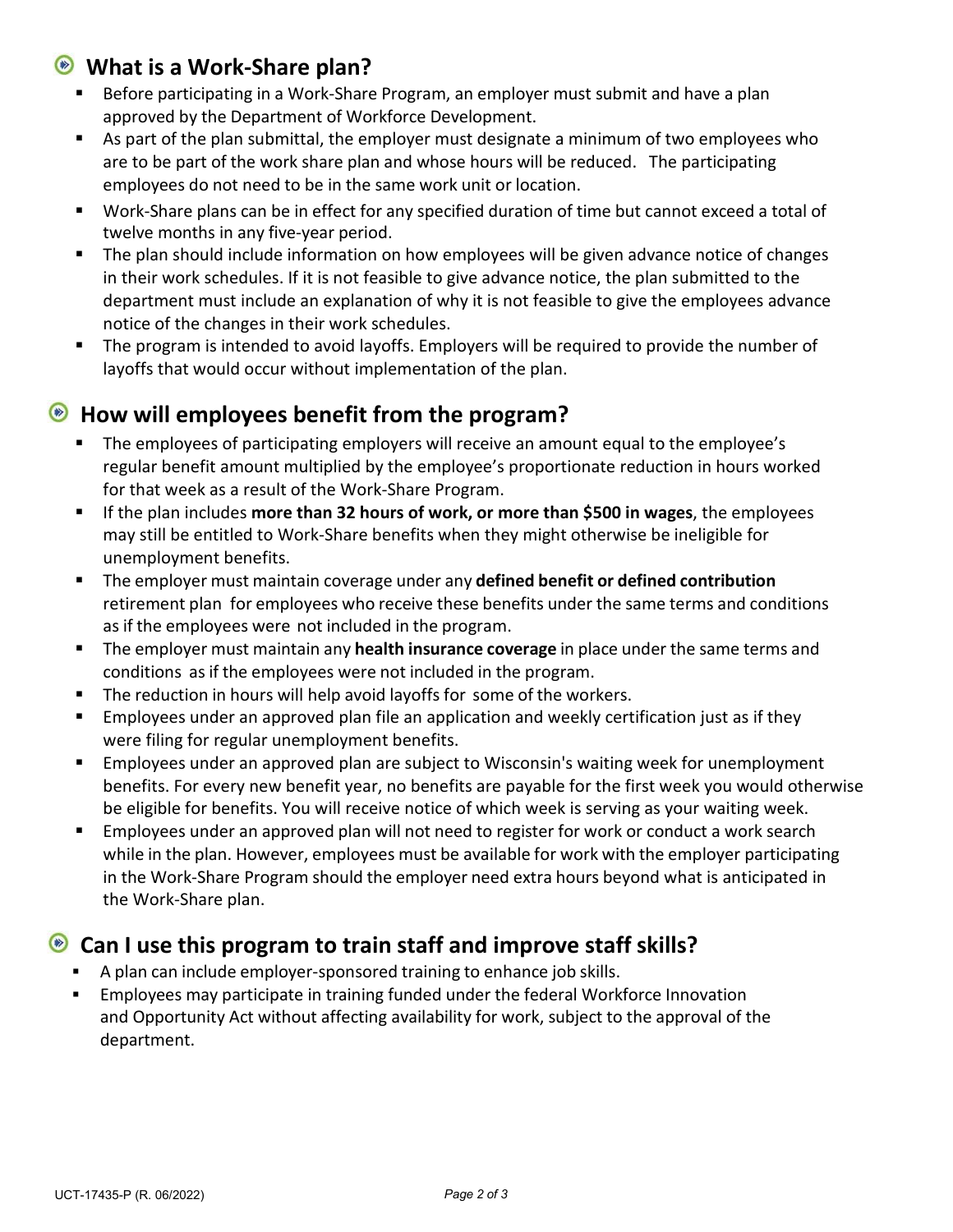## What is a Work-Share plan?

- Before participating in a Work-Share Program, an employer must submit and have a plan approved by the Department of Workforce Development.
- As part of the plan submittal, the employer must designate a minimum of two employees who are to be part of the work share plan and whose hours will be reduced. The participating employees do not need to be in the same work unit or location.
- Work-Share plans can be in effect for any specified duration of time but cannot exceed a total of twelve months in any five-year period.
- The plan should include information on how employees will be given advance notice of changes in their work schedules. If it is not feasible to give advance notice, the plan submitted to the department must include an explanation of why it is not feasible to give the employees advance notice of the changes in their work schedules.
- The program is intended to avoid layoffs. Employers will be required to provide the number of layoffs that would occur without implementation of the plan.

## How will employees benefit from the program?

- The employees of participating employers will receive an amount equal to the employee's regular benefit amount multiplied by the employee's proportionate reduction in hours worked for that week as a result of the Work-Share Program.
- If the plan includes **more than 32 hours of work, or more than $500 in wages**, the employees may still be entitled to Work-Share benefits when they might otherwise be ineligible for unemployment benefits.
- The employer must maintain coverage under any **defined benefit or defined contribution** retirement plan for employees who receive these benefits under the same terms and conditions as if the employees were not included in the program.
- The employer must maintain any **health insurance coverage** in place under the same terms and conditions as if the employees were not included in the program.
- The reduction in hours will help avoid layoffs for some of the workers.
- Employees under an approved plan file an application and weekly certification just as if they were filing for regular unemployment benefits.
- Employees under an approved plan are subject to Wisconsin's waiting week for unemployment benefits. For every new benefit year, no benefits are payable for the first week you would otherwise be eligible for benefits. You will receive notice of which week is serving as your waiting week.
- Employees under an approved plan will not need to register for work or conduct a work search while in the plan. However, employees must be available for work with the employer participating in the Work-Share Program should the employer need extra hours beyond what is anticipated in the Work-Share plan.

## Can I use this program to train staff and improve staff skills?

- A plan can include employer-sponsored training to enhance job skills.
- Employees may participate in training funded under the federal Workforce Innovation and Opportunity Act without affecting availability for work, subject to the approval of the department.

UCT-17435-P (R. 06/2022)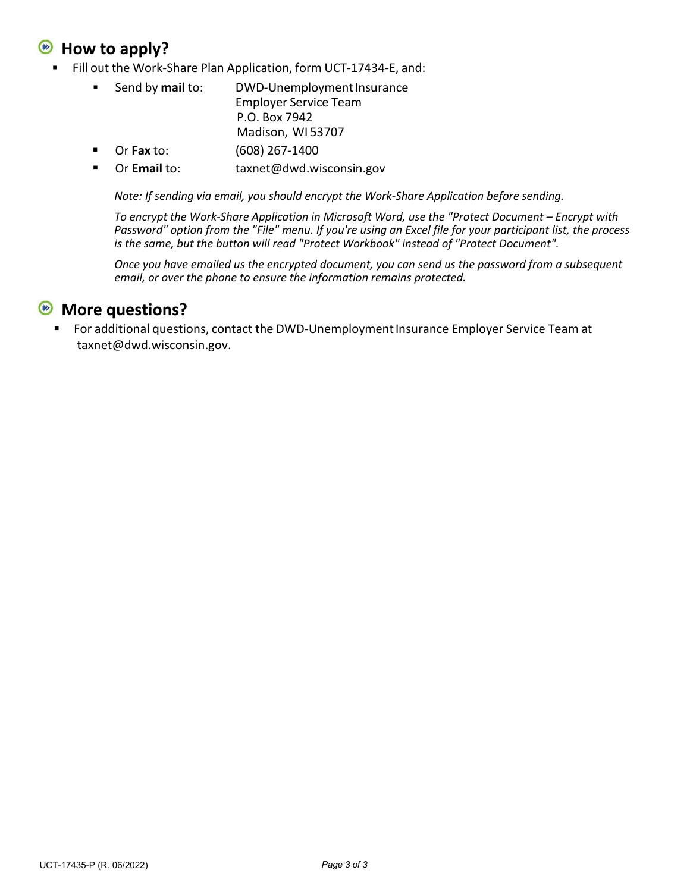## How to apply?

- Fill out the Work-Share Plan Application, form UCT-17434-E, and:
  - Send by **mail** to: DWD-Unemployment Insurance
    Employer Service Team
    P.O. Box 7942
    Madison, WI 53707
  - Or **Fax** to: (608) 267-1400
  - Or **Email** to: taxnet@dwd.wisconsin.gov

    *Note: If sending via email, you should encrypt the Work-Share Application before sending.*

    *To encrypt the Work-Share Application in Microsoft Word, use the "Protect Document – Encrypt with Password" option from the "File" menu. If you're using an Excel file for your participant list, the process is the same, but the button will read "Protect Workbook" instead of "Protect Document".*

    *Once you have emailed us the encrypted document, you can send us the password from a subsequent email, or over the phone to ensure the information remains protected.*

## More questions?

- For additional questions, contact the DWD-Unemployment Insurance Employer Service Team at taxnet@dwd.wisconsin.gov.

UCT-17435-P (R. 06/2022)